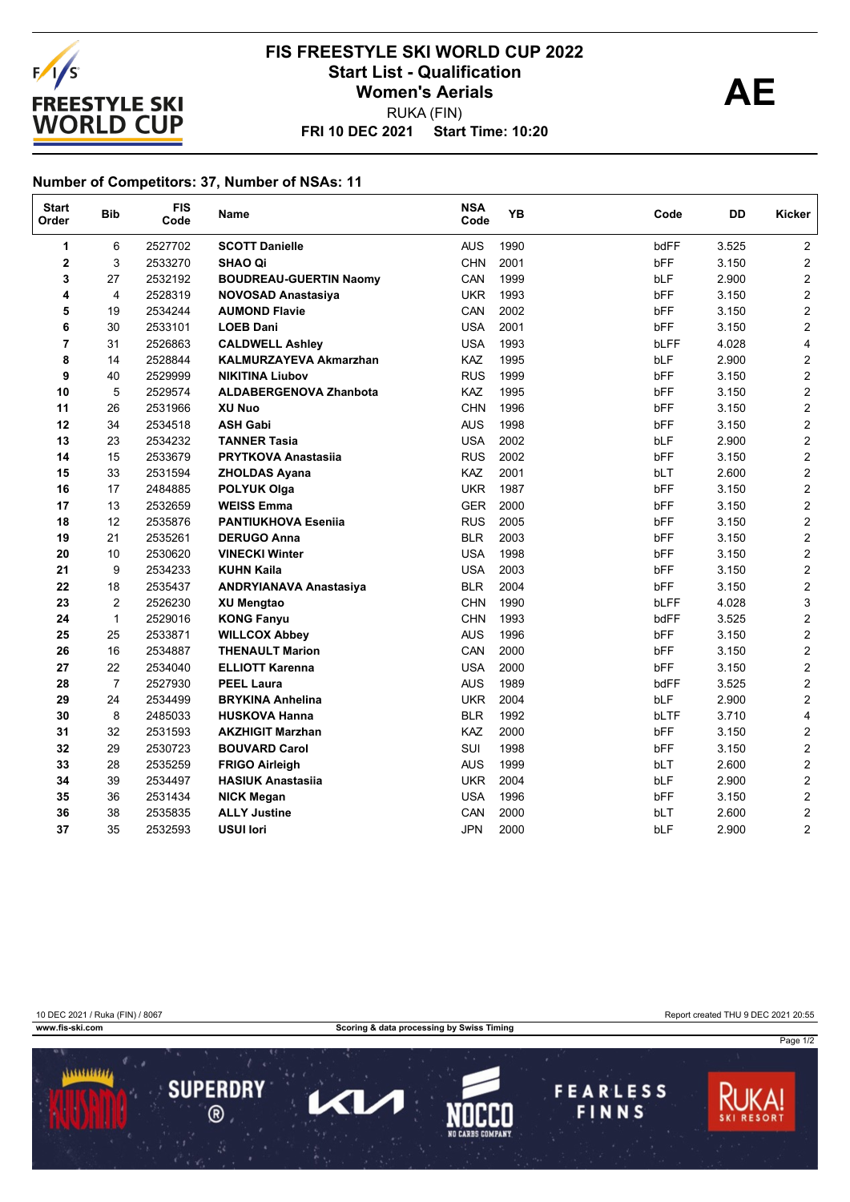# FIS FREESTYLE SKI WORLD CUP 2022

## Start List - Qualification

## Women's Aerials

RUKA (FIN)

**FRI 10 DEC 2021 Start Time: 10:20**

**AE**

**Number of Competitors: 37, Number of NSAs: 11**

| Start Order | Bib | FIS Code | Name | NSA Code | YB | Code | DD | Kicker |
|---|---|---|---|---|---|---|---|---|
| 1 | 6 | 2527702 | **SCOTT Danielle** | AUS | 1990 | bdFF | 3.525 | 2 |
| 2 | 3 | 2533270 | **SHAO Qi** | CHN | 2001 | bFF | 3.150 | 2 |
| 3 | 27 | 2532192 | **BOUDREAU-GUERTIN Naomy** | CAN | 1999 | bLF | 2.900 | 2 |
| 4 | 4 | 2528319 | **NOVOSAD Anastasiya** | UKR | 1993 | bFF | 3.150 | 2 |
| 5 | 19 | 2534244 | **AUMOND Flavie** | CAN | 2002 | bFF | 3.150 | 2 |
| 6 | 30 | 2533101 | **LOEB Dani** | USA | 2001 | bFF | 3.150 | 2 |
| 7 | 31 | 2526863 | **CALDWELL Ashley** | USA | 1993 | bLFF | 4.028 | 4 |
| 8 | 14 | 2528844 | **KALMURZAYEVA Akmarzhan** | KAZ | 1995 | bLF | 2.900 | 2 |
| 9 | 40 | 2529999 | **NIKITINA Liubov** | RUS | 1999 | bFF | 3.150 | 2 |
| 10 | 5 | 2529574 | **ALDABERGENOVA Zhanbota** | KAZ | 1995 | bFF | 3.150 | 2 |
| 11 | 26 | 2531966 | **XU Nuo** | CHN | 1996 | bFF | 3.150 | 2 |
| 12 | 34 | 2534518 | **ASH Gabi** | AUS | 1998 | bFF | 3.150 | 2 |
| 13 | 23 | 2534232 | **TANNER Tasia** | USA | 2002 | bLF | 2.900 | 2 |
| 14 | 15 | 2533679 | **PRYTKOVA Anastasiia** | RUS | 2002 | bFF | 3.150 | 2 |
| 15 | 33 | 2531594 | **ZHOLDAS Ayana** | KAZ | 2001 | bLT | 2.600 | 2 |
| 16 | 17 | 2484885 | **POLYUK Olga** | UKR | 1987 | bFF | 3.150 | 2 |
| 17 | 13 | 2532659 | **WEISS Emma** | GER | 2000 | bFF | 3.150 | 2 |
| 18 | 12 | 2535876 | **PANTIUKHOVA Eseniia** | RUS | 2005 | bFF | 3.150 | 2 |
| 19 | 21 | 2535261 | **DERUGO Anna** | BLR | 2003 | bFF | 3.150 | 2 |
| 20 | 10 | 2530620 | **VINECKI Winter** | USA | 1998 | bFF | 3.150 | 2 |
| 21 | 9 | 2534233 | **KUHN Kaila** | USA | 2003 | bFF | 3.150 | 2 |
| 22 | 18 | 2535437 | **ANDRYIANAVA Anastasiya** | BLR | 2004 | bFF | 3.150 | 2 |
| 23 | 2 | 2526230 | **XU Mengtao** | CHN | 1990 | bLFF | 4.028 | 3 |
| 24 | 1 | 2529016 | **KONG Fanyu** | CHN | 1993 | bdFF | 3.525 | 2 |
| 25 | 25 | 2533871 | **WILLCOX Abbey** | AUS | 1996 | bFF | 3.150 | 2 |
| 26 | 16 | 2534887 | **THENAULT Marion** | CAN | 2000 | bFF | 3.150 | 2 |
| 27 | 22 | 2534040 | **ELLIOTT Karenna** | USA | 2000 | bFF | 3.150 | 2 |
| 28 | 7 | 2527930 | **PEEL Laura** | AUS | 1989 | bdFF | 3.525 | 2 |
| 29 | 24 | 2534499 | **BRYKINA Anhelina** | UKR | 2004 | bLF | 2.900 | 2 |
| 30 | 8 | 2485033 | **HUSKOVA Hanna** | BLR | 1992 | bLTF | 3.710 | 4 |
| 31 | 32 | 2531593 | **AKZHIGIT Marzhan** | KAZ | 2000 | bFF | 3.150 | 2 |
| 32 | 29 | 2530723 | **BOUVARD Carol** | SUI | 1998 | bFF | 3.150 | 2 |
| 33 | 28 | 2535259 | **FRIGO Airleigh** | AUS | 1999 | bLT | 2.600 | 2 |
| 34 | 39 | 2534497 | **HASIUK Anastasiia** | UKR | 2004 | bLF | 2.900 | 2 |
| 35 | 36 | 2531434 | **NICK Megan** | USA | 1996 | bFF | 3.150 | 2 |
| 36 | 38 | 2535835 | **ALLY Justine** | CAN | 2000 | bLT | 2.600 | 2 |
| 37 | 35 | 2532593 | **USUI Iori** | JPN | 2000 | bLF | 2.900 | 2 |

10 DEC 2021 / Ruka (FIN) / 8067 — Report created THU 9 DEC 2021 20:55

www.fis-ski.com — Scoring & data processing by Swiss Timing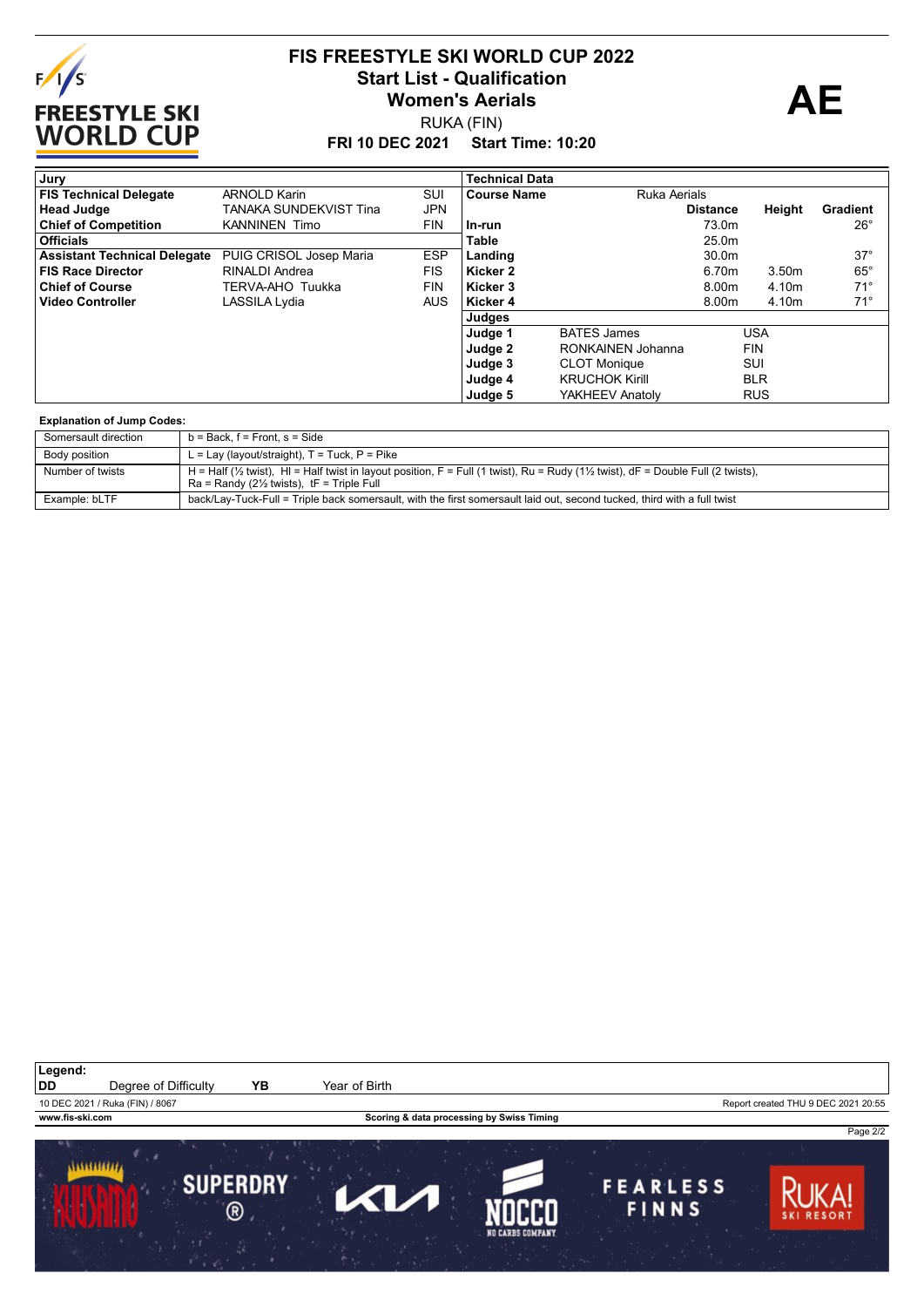# FIS FREESTYLE SKI WORLD CUP 2022

## Start List - Qualification

## Women's Aerials

RUKA (FIN)

**FRI 10 DEC 2021 Start Time: 10:20**

**AE**

| Jury | | |
|---|---|---|
| **FIS Technical Delegate** | ARNOLD Karin | SUI |
| **Head Judge** | TANAKA SUNDEKVIST Tina | JPN |
| **Chief of Competition** | KANNINEN Timo | FIN |
| **Officials** | | |
| **Assistant Technical Delegate** | PUIG CRISOL Josep Maria | ESP |
| **FIS Race Director** | RINALDI Andrea | FIS |
| **Chief of Course** | TERVA-AHO Tuukka | FIN |
| **Video Controller** | LASSILA Lydia | AUS |

| Technical Data | | | |
|---|---|---|---|
| **Course Name** | Ruka Aerials | | |
| | **Distance** | **Height** | **Gradient** |
| **In-run** | 73.0m | | 26° |
| **Table** | 25.0m | | |
| **Landing** | 30.0m | | 37° |
| **Kicker 2** | 6.70m | 3.50m | 65° |
| **Kicker 3** | 8.00m | 4.10m | 71° |
| **Kicker 4** | 8.00m | 4.10m | 71° |

| Judges | | |
|---|---|---|
| **Judge 1** | BATES James | USA |
| **Judge 2** | RONKAINEN Johanna | FIN |
| **Judge 3** | CLOT Monique | SUI |
| **Judge 4** | KRUCHOK Kirill | BLR |
| **Judge 5** | YAKHEEV Anatoly | RUS |

**Explanation of Jump Codes:**

| | |
|---|---|
| Somersault direction | b = Back, f = Front, s = Side |
| Body position | L = Lay (layout/straight), T = Tuck, P = Pike |
| Number of twists | H = Half (½ twist), Hl = Half twist in layout position, F = Full (1 twist), Ru = Rudy (1½ twist), dF = Double Full (2 twists), Ra = Randy (2½ twists), tF = Triple Full |
| Example: bLTF | back/Lay-Tuck-Full = Triple back somersault, with the first somersault laid out, second tucked, third with a full twist |

| Legend: | | | |
|---|---|---|---|
| **DD** | Degree of Difficulty | **YB** | Year of Birth |

10 DEC 2021 / Ruka (FIN) / 8067

Report created THU 9 DEC 2021 20:55

www.fis-ski.com

Scoring & data processing by Swiss Timing